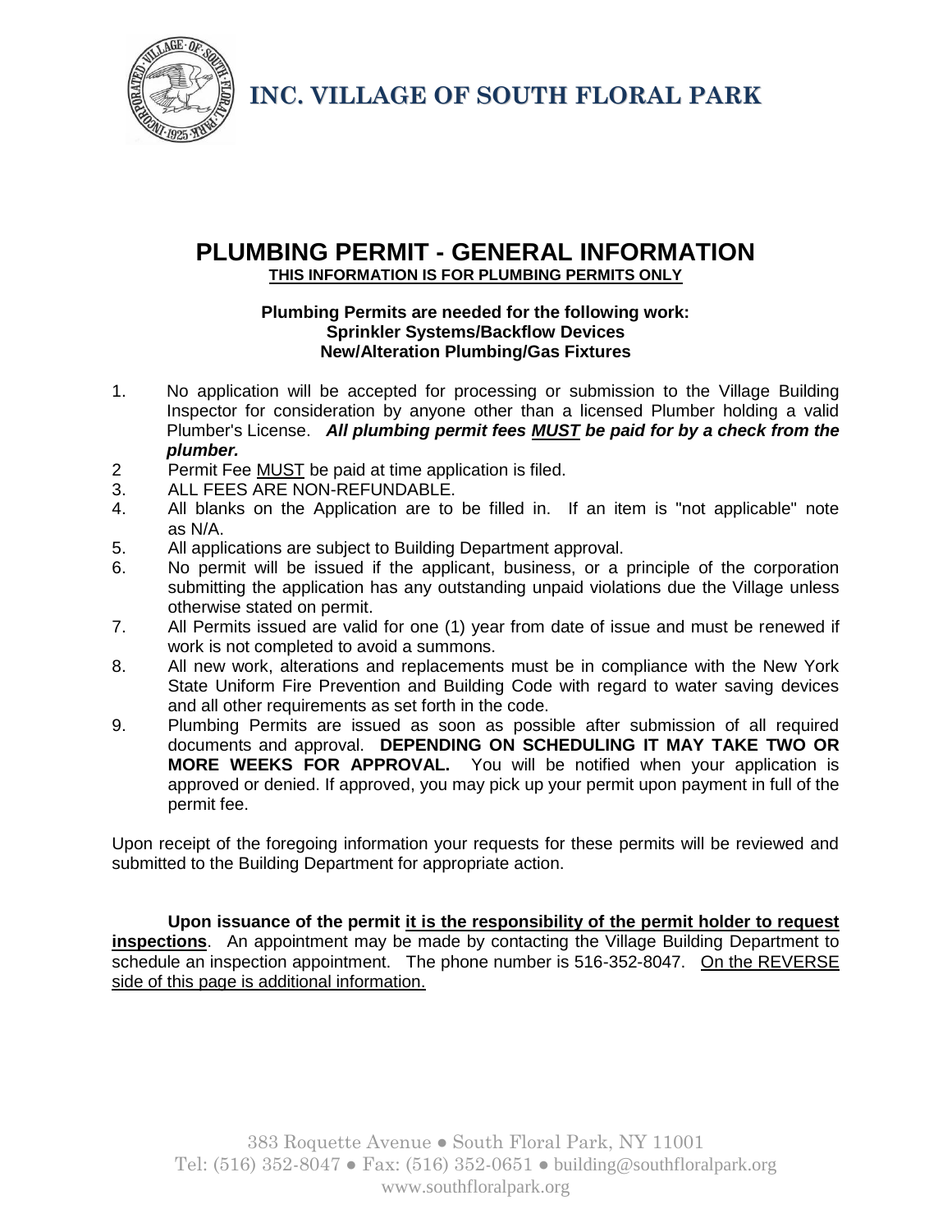# INC. VILLAGE OF SOUTH FLORAL PARK

## PLUMBING PERMIT - GENERAL INFORMATION

**THIS INFORMATION IS FOR PLUMBING PERMITS ONLY**

**Plumbing Permits are needed for the following work:**
**Sprinkler Systems/Backflow Devices**
**New/Alteration Plumbing/Gas Fixtures**

1. No application will be accepted for processing or submission to the Village Building Inspector for consideration by anyone other than a licensed Plumber holding a valid Plumber's License. ***All plumbing permit fees MUST be paid for by a check from the plumber.***
2. Permit Fee MUST be paid at time application is filed.
3. ALL FEES ARE NON-REFUNDABLE.
4. All blanks on the Application are to be filled in. If an item is "not applicable" note as N/A.
5. All applications are subject to Building Department approval.
6. No permit will be issued if the applicant, business, or a principle of the corporation submitting the application has any outstanding unpaid violations due the Village unless otherwise stated on permit.
7. All Permits issued are valid for one (1) year from date of issue and must be renewed if work is not completed to avoid a summons.
8. All new work, alterations and replacements must be in compliance with the New York State Uniform Fire Prevention and Building Code with regard to water saving devices and all other requirements as set forth in the code.
9. Plumbing Permits are issued as soon as possible after submission of all required documents and approval. **DEPENDING ON SCHEDULING IT MAY TAKE TWO OR MORE WEEKS FOR APPROVAL.** You will be notified when your application is approved or denied. If approved, you may pick up your permit upon payment in full of the permit fee.

Upon receipt of the foregoing information your requests for these permits will be reviewed and submitted to the Building Department for appropriate action.

**Upon issuance of the permit it is the responsibility of the permit holder to request inspections**. An appointment may be made by contacting the Village Building Department to schedule an inspection appointment. The phone number is 516-352-8047. On the REVERSE side of this page is additional information.

383 Roquette Avenue • South Floral Park, NY 11001
Tel: (516) 352-8047 • Fax: (516) 352-0651 • building@southfloralpark.org
www.southfloralpark.org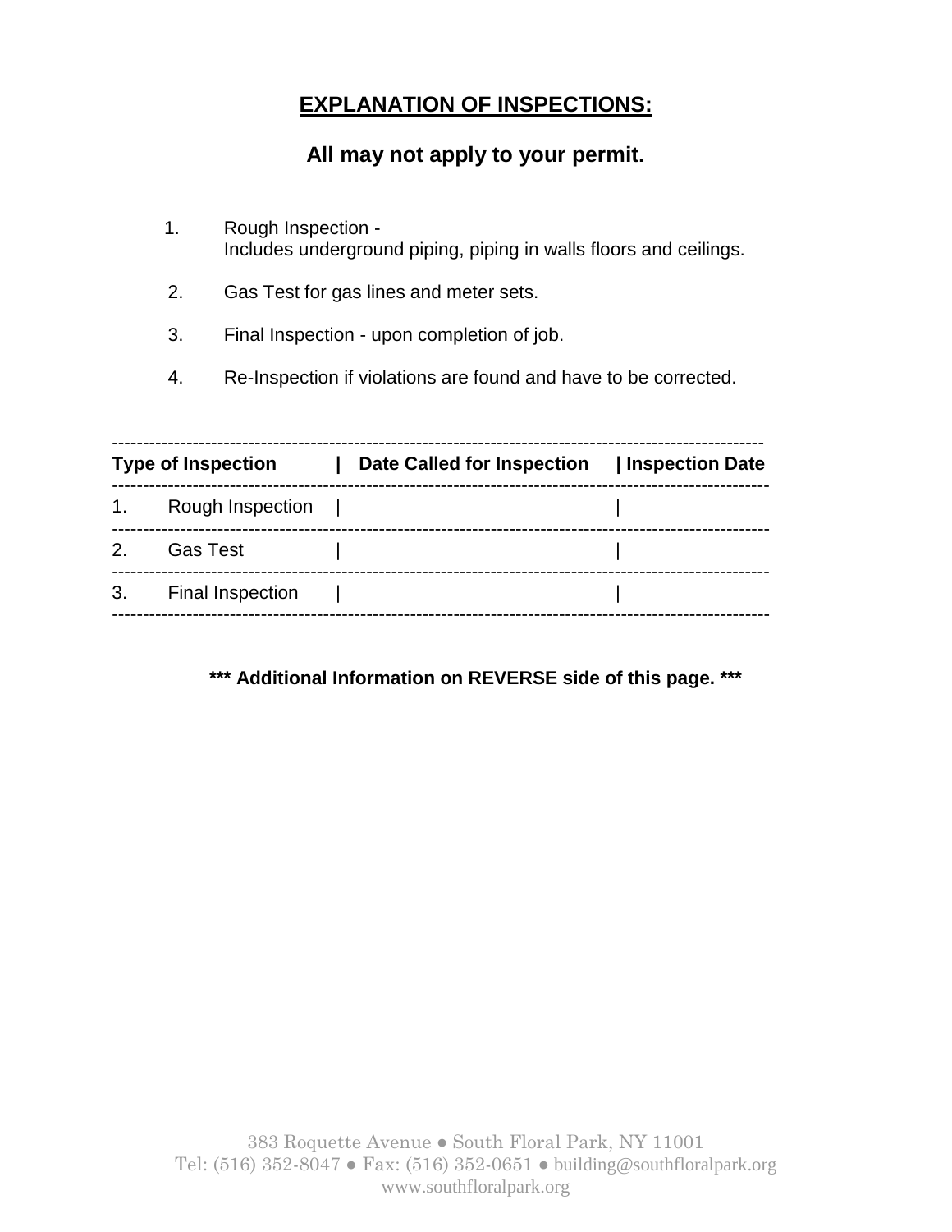## EXPLANATION OF INSPECTIONS:

### All may not apply to your permit.

1. Rough Inspection -
   Includes underground piping, piping in walls floors and ceilings.
2. Gas Test for gas lines and meter sets.
3. Final Inspection - upon completion of job.
4. Re-Inspection if violations are found and have to be corrected.

| Type of Inspection | Date Called for Inspection | Inspection Date |
|---|---|---|
| 1. Rough Inspection | | |
| 2. Gas Test | | |
| 3. Final Inspection | | |

**\*\*\* Additional Information on REVERSE side of this page. \*\*\***

383 Roquette Avenue ● South Floral Park, NY 11001
Tel: (516) 352-8047 ● Fax: (516) 352-0651 ● building@southfloralpark.org
www.southfloralpark.org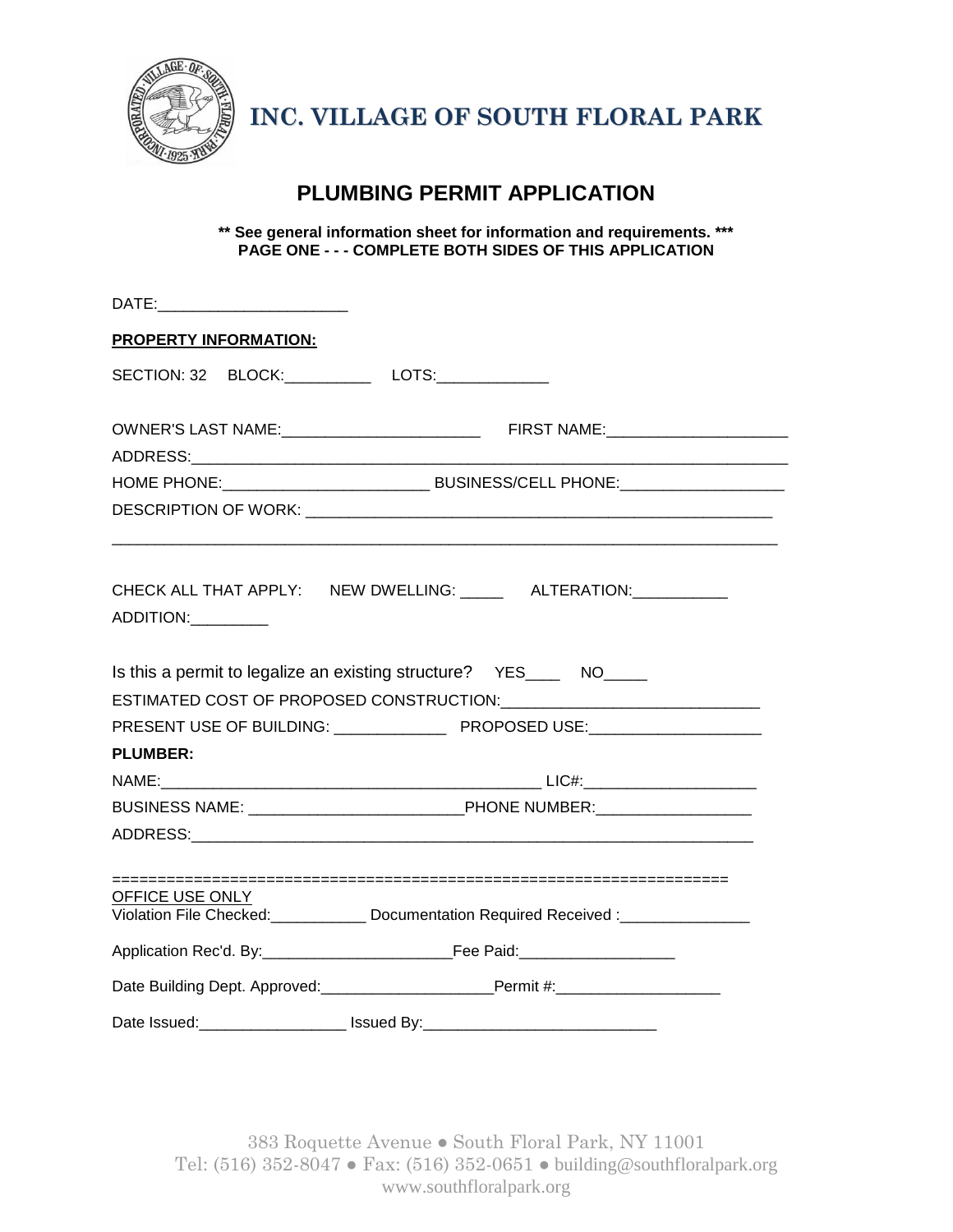# INC. VILLAGE OF SOUTH FLORAL PARK

## PLUMBING PERMIT APPLICATION

**\*\* See general information sheet for information and requirements. \*\*\***
**PAGE ONE - - - COMPLETE BOTH SIDES OF THIS APPLICATION**

DATE:______________________

**PROPERTY INFORMATION:**

SECTION: 32 BLOCK:__________ LOTS:_____________

OWNER'S LAST NAME:_______________________ FIRST NAME:_____________________

ADDRESS:_____________________________________________________________________

HOME PHONE:________________________ BUSINESS/CELL PHONE:___________________

DESCRIPTION OF WORK: _______________________________________________________

_____________________________________________________________________________

CHECK ALL THAT APPLY: NEW DWELLING: _____ ALTERATION:___________

ADDITION:_________

Is this a permit to legalize an existing structure? YES____ NO_____

ESTIMATED COST OF PROPOSED CONSTRUCTION:_____________________________

PRESENT USE OF BUILDING: _____________ PROPOSED USE:___________________

**PLUMBER:**

NAME:____________________________________________ LIC#:____________________

BUSINESS NAME: ________________________PHONE NUMBER:__________________

ADDRESS:____________________________________________________________________

=====================================================================

OFFICE USE ONLY

Violation File Checked:___________ Documentation Required Received :_______________

Application Rec'd. By:______________________Fee Paid:__________________

Date Building Dept. Approved:____________________Permit #:___________________

Date Issued:_________________ Issued By:___________________________

383 Roquette Avenue ● South Floral Park, NY 11001
Tel: (516) 352-8047 ● Fax: (516) 352-0651 ● building@southfloralpark.org
www.southfloralpark.org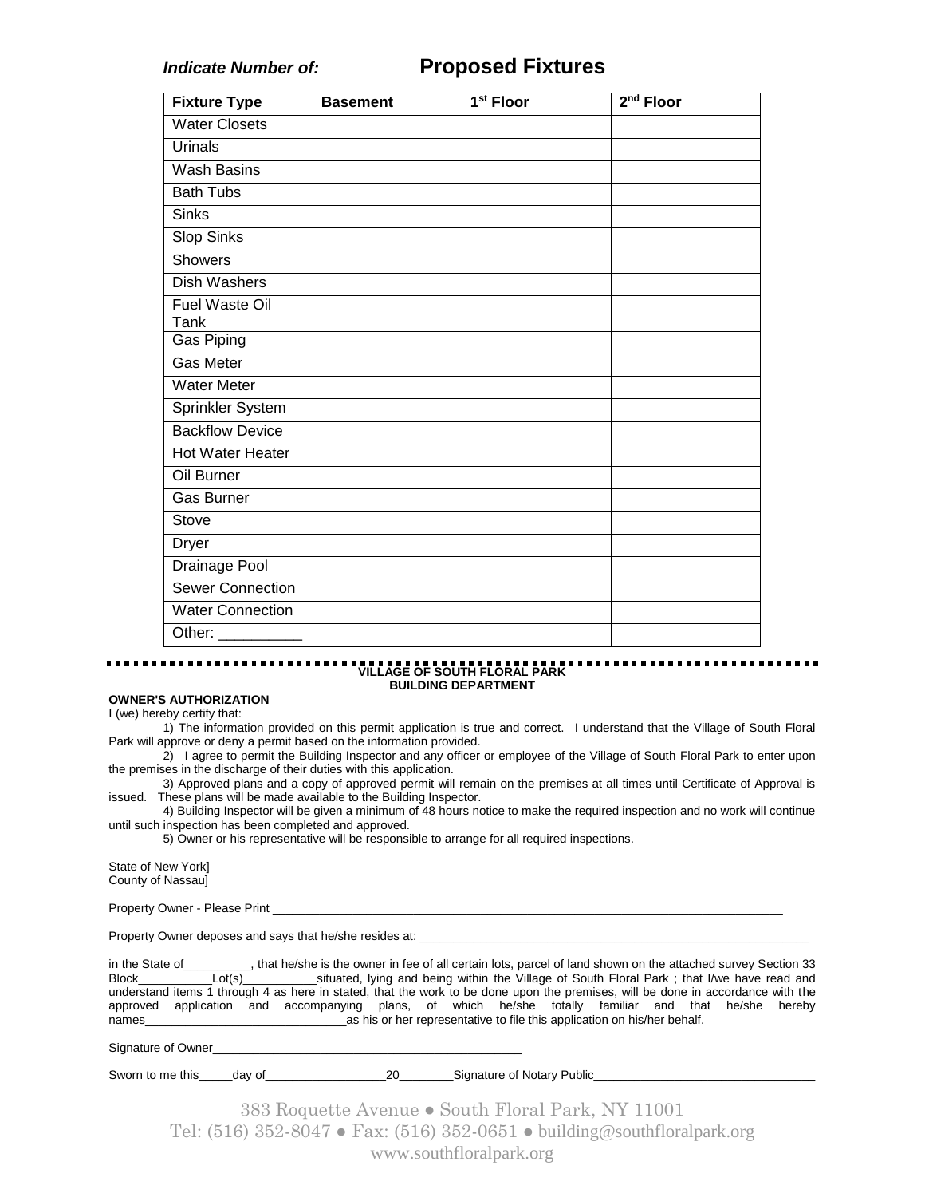***Indicate Number of:*** **Proposed Fixtures**

| Fixture Type | Basement | 1st Floor | 2nd Floor |
|---|---|---|---|
| Water Closets | | | |
| Urinals | | | |
| Wash Basins | | | |
| Bath Tubs | | | |
| Sinks | | | |
| Slop Sinks | | | |
| Showers | | | |
| Dish Washers | | | |
| Fuel Waste Oil Tank | | | |
| Gas Piping | | | |
| Gas Meter | | | |
| Water Meter | | | |
| Sprinkler System | | | |
| Backflow Device | | | |
| Hot Water Heater | | | |
| Oil Burner | | | |
| Gas Burner | | | |
| Stove | | | |
| Dryer | | | |
| Drainage Pool | | | |
| Sewer Connection | | | |
| Water Connection | | | |
| Other: __________ | | | |

**VILLAGE OF SOUTH FLORAL PARK**
**BUILDING DEPARTMENT**

**OWNER'S AUTHORIZATION**

I (we) hereby certify that:

1) The information provided on this permit application is true and correct. I understand that the Village of South Floral Park will approve or deny a permit based on the information provided.

2) I agree to permit the Building Inspector and any officer or employee of the Village of South Floral Park to enter upon the premises in the discharge of their duties with this application.

3) Approved plans and a copy of approved permit will remain on the premises at all times until Certificate of Approval is issued. These plans will be made available to the Building Inspector.

4) Building Inspector will be given a minimum of 48 hours notice to make the required inspection and no work will continue until such inspection has been completed and approved.

5) Owner or his representative will be responsible to arrange for all required inspections.

State of New York]
County of Nassau]

Property Owner - Please Print ______________________________________________

Property Owner deposes and says that he/she resides at: ______________________________________________

in the State of__________, that he/she is the owner in fee of all certain lots, parcel of land shown on the attached survey Section 33 Block___________Lot(s)___________situated, lying and being within the Village of South Floral Park ; that I/we have read and understand items 1 through 4 as here in stated, that the work to be done upon the premises, will be done in accordance with the approved application and accompanying plans, of which he/she totally familiar and that he/she hereby names_______________________________as his or her representative to file this application on his/her behalf.

Signature of Owner______________________________________________

Sworn to me this_____day of__________________20________Signature of Notary Public_________________________________

383 Roquette Avenue ● South Floral Park, NY 11001
Tel: (516) 352-8047 ● Fax: (516) 352-0651 ● building@southfloralpark.org
www.southfloralpark.org